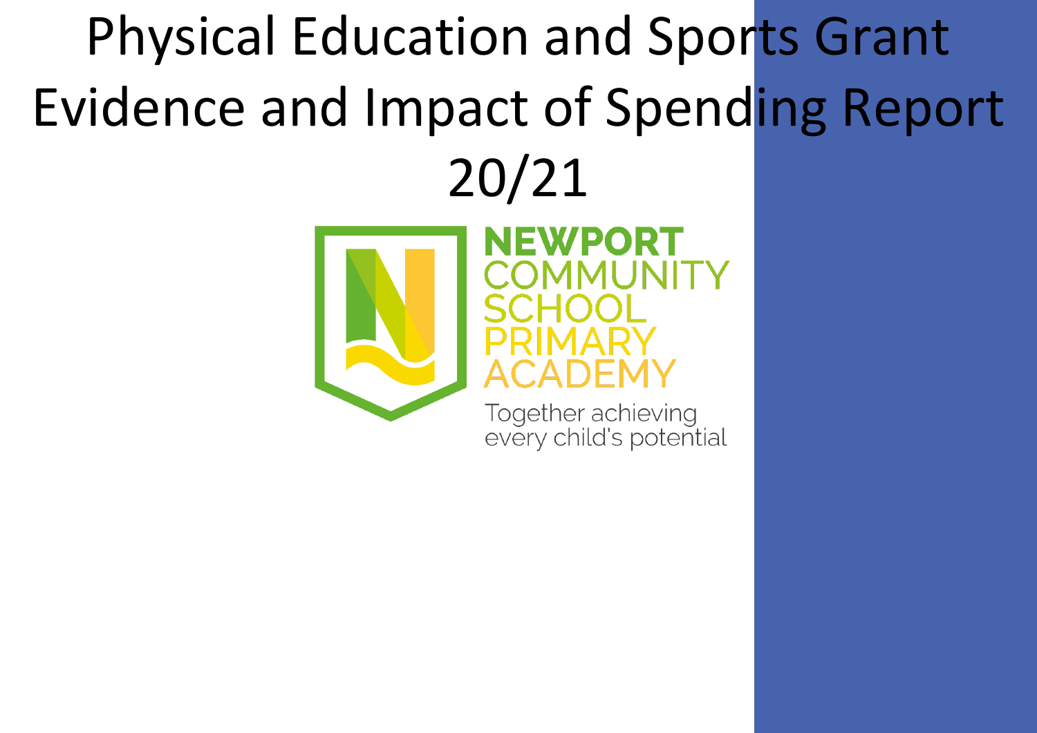# Physical Education and Sports Grant Evidence and Impact of Spending Report 20/21

NEWPORT COMMUNITY SCHOOL PRIMARY ACADEMY

Together achieving every child's potential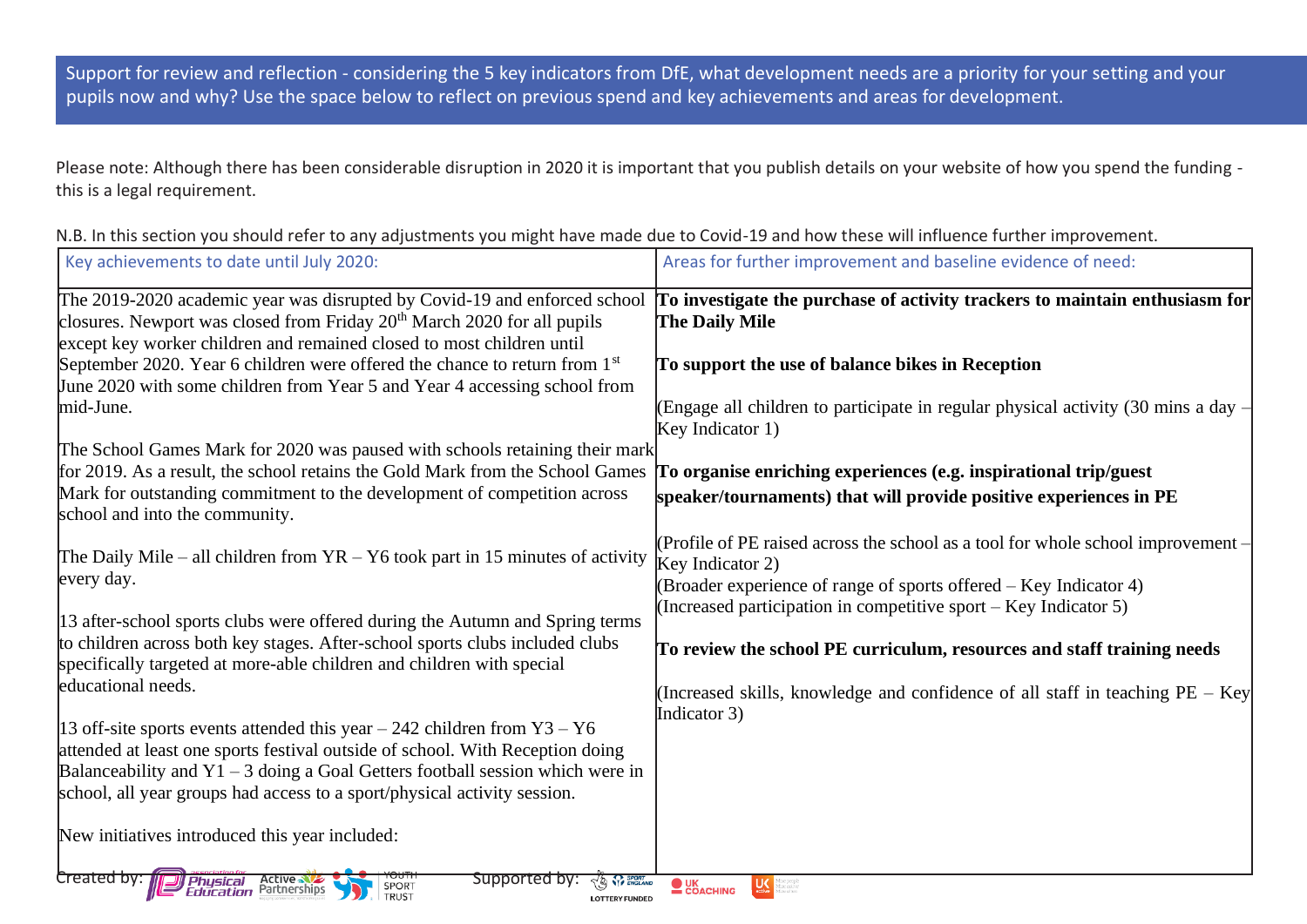Support for review and reflection - considering the 5 key indicators from DfE, what development needs are a priority for your setting and your pupils now and why? Use the space below to reflect on previous spend and key achievements and areas for development.

Please note: Although there has been considerable disruption in 2020 it is important that you publish details on your website of how you spend the funding - this is a legal requirement.

N.B. In this section you should refer to any adjustments you might have made due to Covid-19 and how these will influence further improvement.

| Key achievements to date until July 2020: | Areas for further improvement and baseline evidence of need: |
|---|---|
| The 2019-2020 academic year was disrupted by Covid-19 and enforced school closures. Newport was closed from Friday 20th March 2020 for all pupils except key worker children and remained closed to most children until September 2020. Year 6 children were offered the chance to return from 1st June 2020 with some children from Year 5 and Year 4 accessing school from mid-June.<br><br>The School Games Mark for 2020 was paused with schools retaining their mark for 2019. As a result, the school retains the Gold Mark from the School Games Mark for outstanding commitment to the development of competition across school and into the community.<br><br>The Daily Mile – all children from YR – Y6 took part in 15 minutes of activity every day.<br><br>13 after-school sports clubs were offered during the Autumn and Spring terms to children across both key stages. After-school sports clubs included clubs specifically targeted at more-able children and children with special educational needs.<br><br>13 off-site sports events attended this year – 242 children from Y3 – Y6 attended at least one sports festival outside of school. With Reception doing Balanceability and Y1 – 3 doing a Goal Getters football session which were in school, all year groups had access to a sport/physical activity session.<br><br>New initiatives introduced this year included: | **To investigate the purchase of activity trackers to maintain enthusiasm for The Daily Mile**<br><br>**To support the use of balance bikes in Reception**<br><br>(Engage all children to participate in regular physical activity (30 mins a day – Key Indicator 1)<br><br>**To organise enriching experiences (e.g. inspirational trip/guest speaker/tournaments) that will provide positive experiences in PE**<br><br>(Profile of PE raised across the school as a tool for whole school improvement – Key Indicator 2)<br>(Broader experience of range of sports offered – Key Indicator 4)<br>(Increased participation in competitive sport – Key Indicator 5)<br><br>**To review the school PE curriculum, resources and staff training needs**<br><br>(Increased skills, knowledge and confidence of all staff in teaching PE – Key Indicator 3) |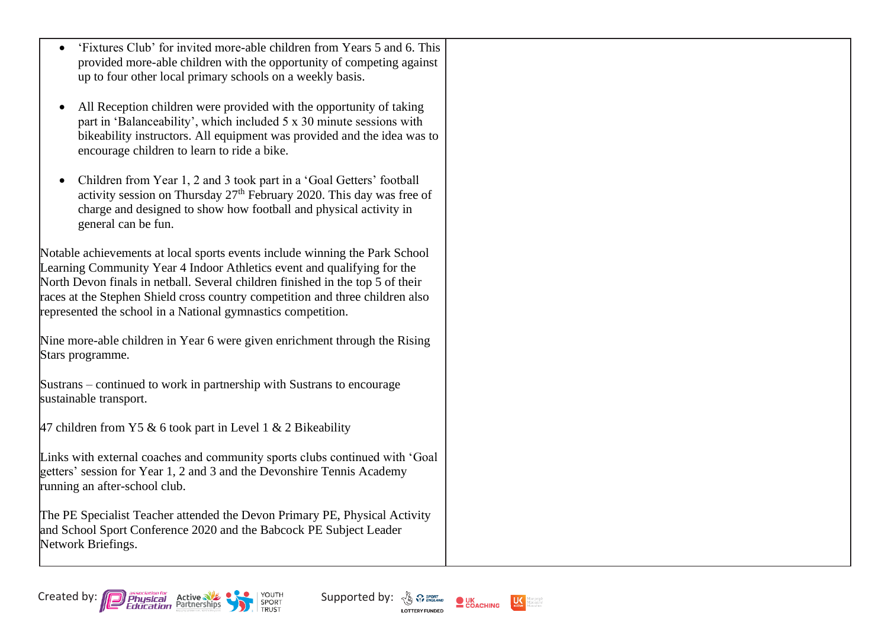| | |
|---|---|
| • 'Fixtures Club' for invited more-able children from Years 5 and 6. This provided more-able children with the opportunity of competing against up to four other local primary schools on a weekly basis.<br><br>• All Reception children were provided with the opportunity of taking part in 'Balanceability', which included 5 x 30 minute sessions with bikeability instructors. All equipment was provided and the idea was to encourage children to learn to ride a bike.<br><br>• Children from Year 1, 2 and 3 took part in a 'Goal Getters' football activity session on Thursday 27th February 2020. This day was free of charge and designed to show how football and physical activity in general can be fun.<br><br>Notable achievements at local sports events include winning the Park School Learning Community Year 4 Indoor Athletics event and qualifying for the North Devon finals in netball. Several children finished in the top 5 of their races at the Stephen Shield cross country competition and three children also represented the school in a National gymnastics competition.<br><br>Nine more-able children in Year 6 were given enrichment through the Rising Stars programme.<br><br>Sustrans – continued to work in partnership with Sustrans to encourage sustainable transport.<br><br>47 children from Y5 & 6 took part in Level 1 & 2 Bikeability<br><br>Links with external coaches and community sports clubs continued with 'Goal getters' session for Year 1, 2 and 3 and the Devonshire Tennis Academy running an after-school club.<br><br>The PE Specialist Teacher attended the Devon Primary PE, Physical Activity and School Sport Conference 2020 and the Babcock PE Subject Leader Network Briefings. | |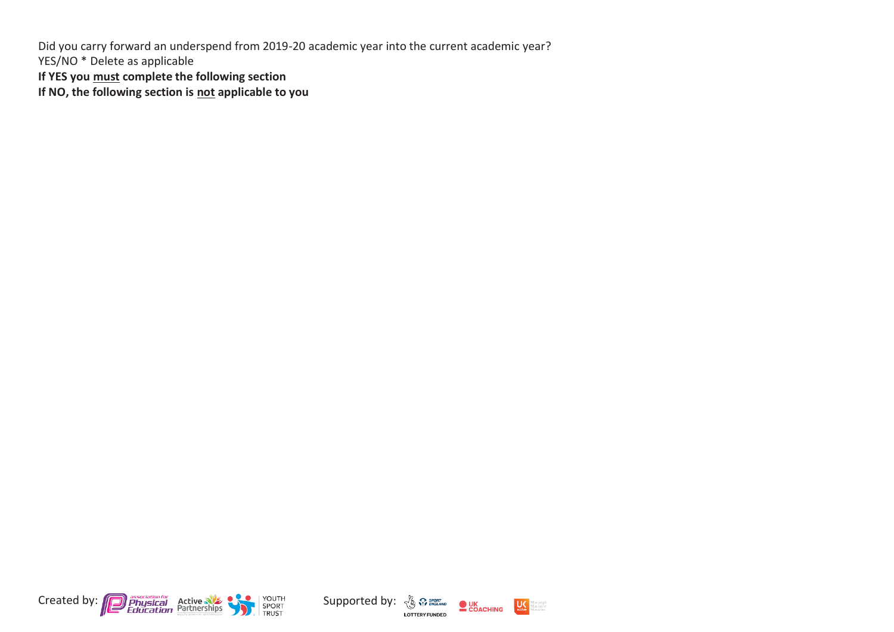Did you carry forward an underspend from 2019-20 academic year into the current academic year?

YES/NO * Delete as applicable

**If YES you <u>must</u> complete the following section**

**If NO, the following section is <u>not</u> applicable to you**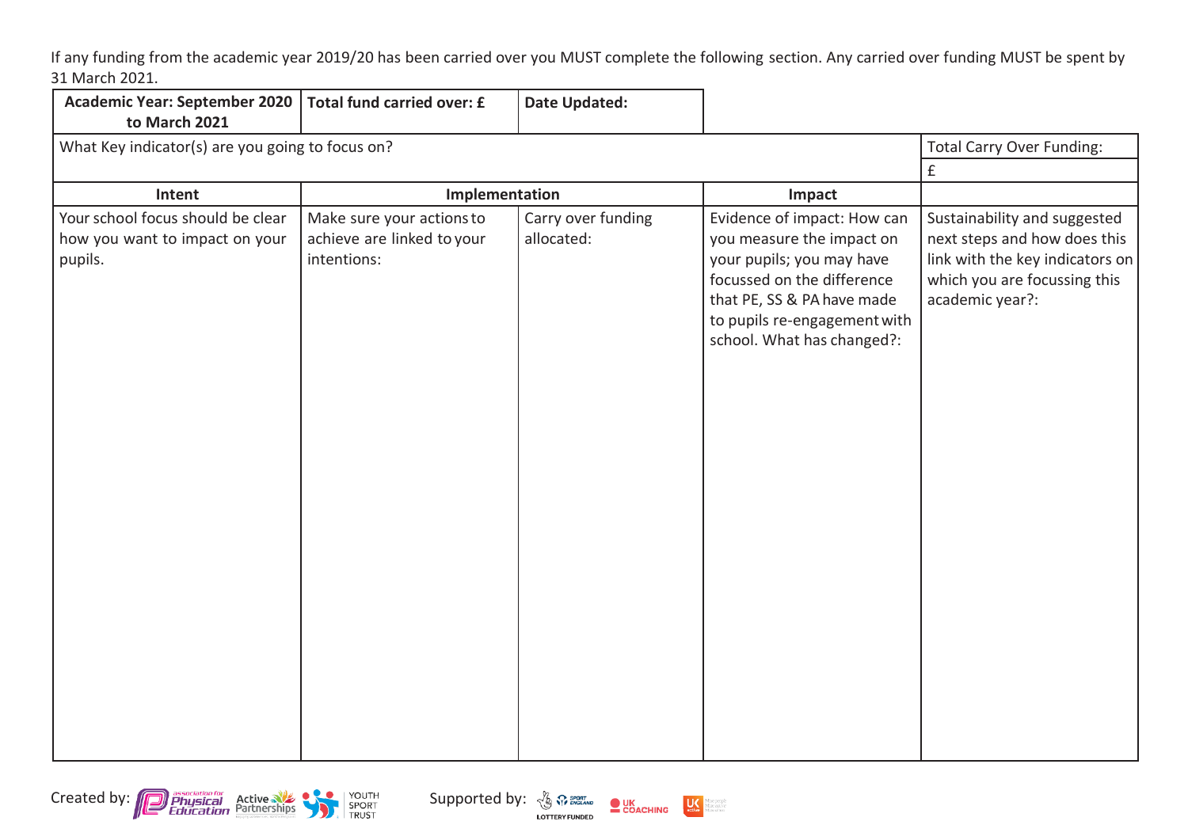If any funding from the academic year 2019/20 has been carried over you MUST complete the following section. Any carried over funding MUST be spent by 31 March 2021.

| Academic Year: September 2020 to March 2021 | Total fund carried over: £ | Date Updated: | | |
|---|---|---|---|---|
| What Key indicator(s) are you going to focus on? | | | | Total Carry Over Funding: |
| | | | | £ |
| **Intent** | **Implementation** | | **Impact** | |
| Your school focus should be clear how you want to impact on your pupils. | Make sure your actions to achieve are linked to your intentions: | Carry over funding allocated: | Evidence of impact: How can you measure the impact on your pupils; you may have focussed on the difference that PE, SS & PA have made to pupils re-engagement with school. What has changed?: | Sustainability and suggested next steps and how does this link with the key indicators on which you are focussing this academic year?: |
| | | | | |

Created by: Association for Physical Education, Active Partnerships, Youth Sport Trust

Supported by: Sport England (Lottery Funded), UK Coaching, UK Active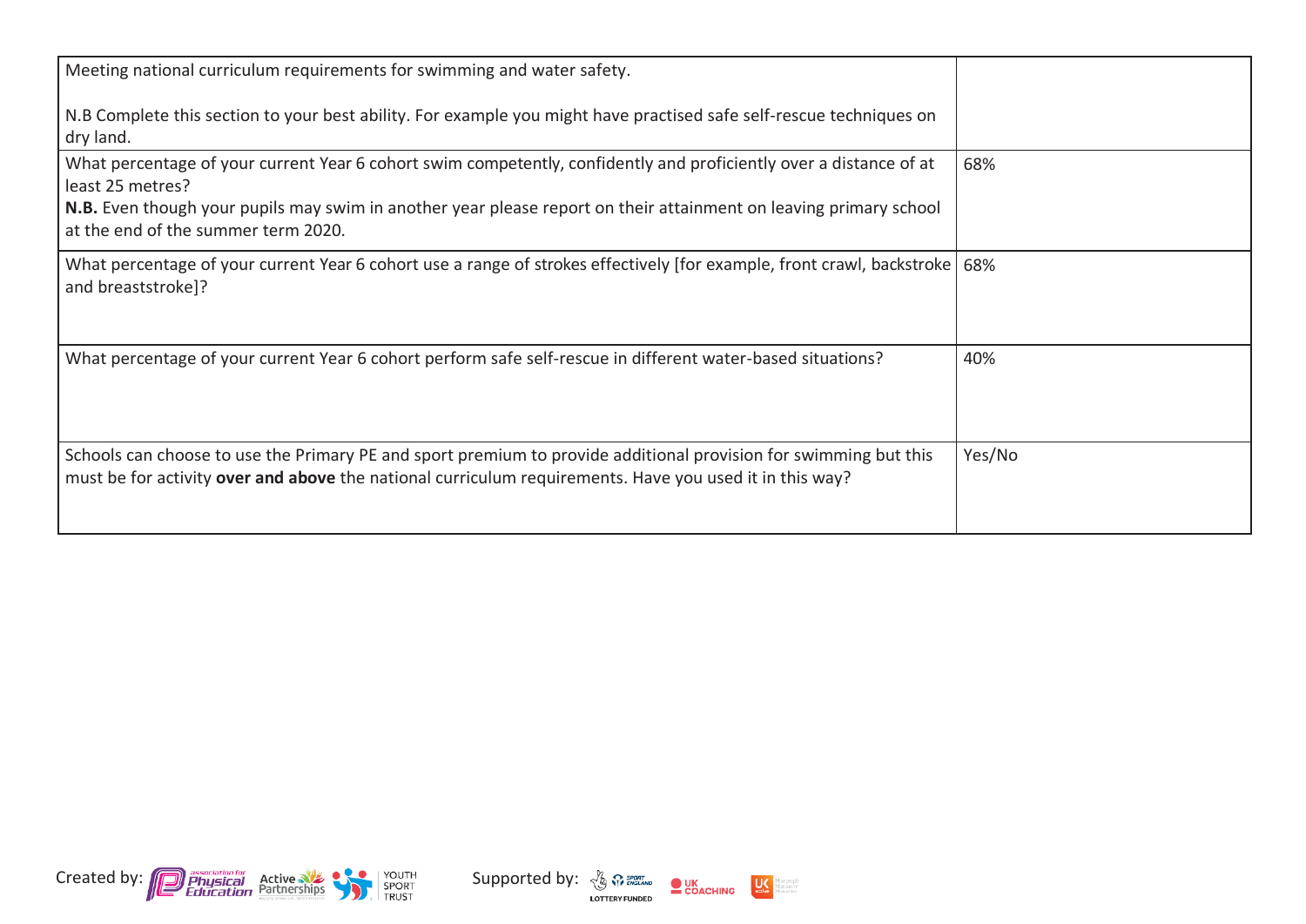| Meeting national curriculum requirements for swimming and water safety.<br><br>N.B Complete this section to your best ability. For example you might have practised safe self-rescue techniques on dry land. | |
|---|---|
| What percentage of your current Year 6 cohort swim competently, confidently and proficiently over a distance of at least 25 metres?<br>**N.B.** Even though your pupils may swim in another year please report on their attainment on leaving primary school at the end of the summer term 2020. | 68% |
| What percentage of your current Year 6 cohort use a range of strokes effectively [for example, front crawl, backstroke and breaststroke]? | 68% |
| What percentage of your current Year 6 cohort perform safe self-rescue in different water-based situations? | 40% |
| Schools can choose to use the Primary PE and sport premium to provide additional provision for swimming but this must be for activity **over and above** the national curriculum requirements. Have you used it in this way? | Yes/No |

Created by: Association for Physical Education, Active Partnerships, Youth Sport Trust

Supported by: Sport England (Lottery Funded), UK Coaching, UK Active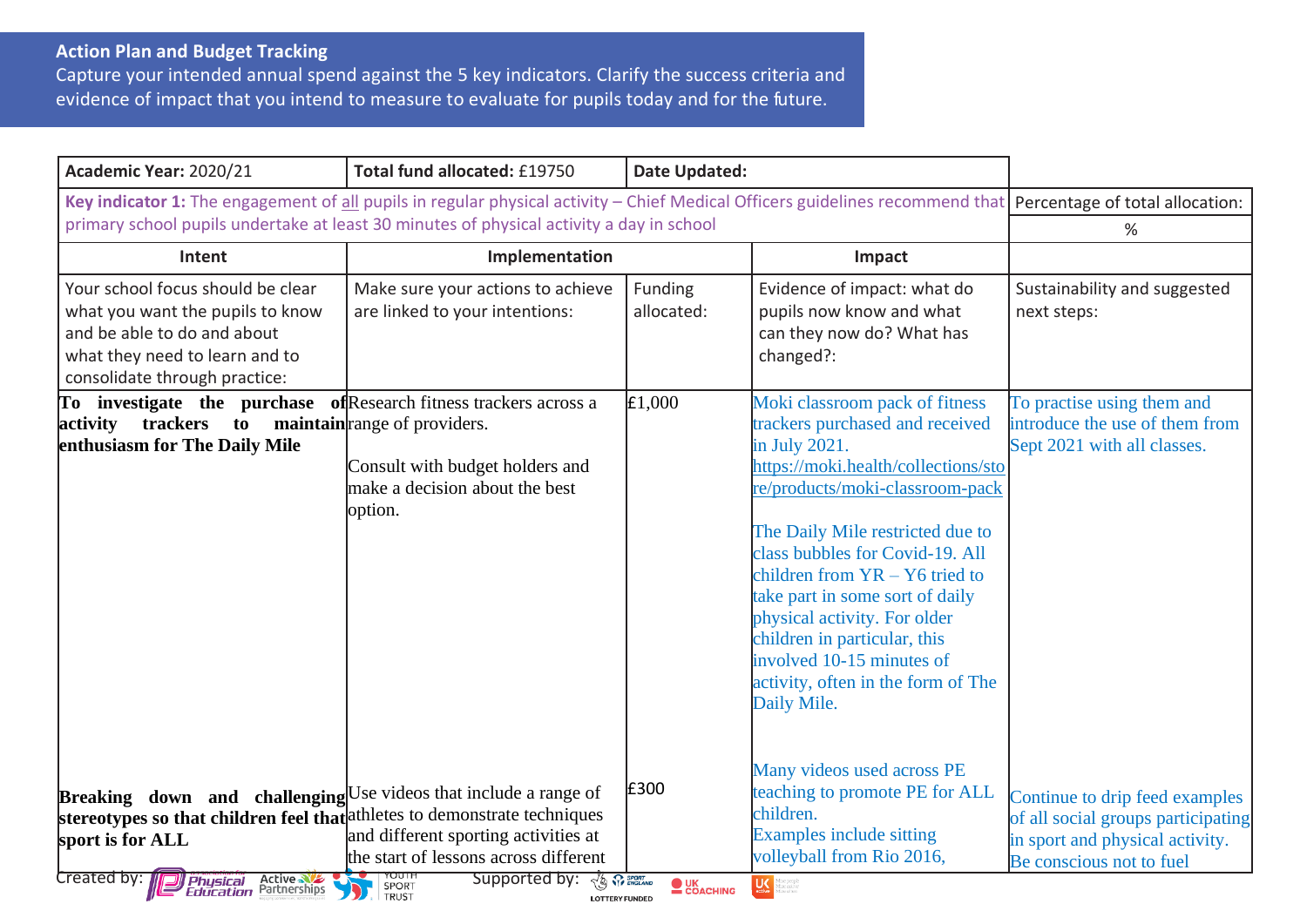## Action Plan and Budget Tracking

Capture your intended annual spend against the 5 key indicators. Clarify the success criteria and evidence of impact that you intend to measure to evaluate for pupils today and for the future.

| Academic Year: 2020/21 | Total fund allocated: £19750 | Date Updated: | | |
|---|---|---|---|---|
| **Key indicator 1:** The engagement of all pupils in regular physical activity – Chief Medical Officers guidelines recommend that primary school pupils undertake at least 30 minutes of physical activity a day in school | | | | Percentage of total allocation: % |
| **Intent** | **Implementation** | | **Impact** | |
| Your school focus should be clear what you want the pupils to know and be able to do and about what they need to learn and to consolidate through practice: | Make sure your actions to achieve are linked to your intentions: | Funding allocated: | Evidence of impact: what do pupils now know and what can they now do? What has changed?: | Sustainability and suggested next steps: |
| **To investigate the purchase of activity trackers to maintain enthusiasm for The Daily Mile** | Research fitness trackers across a range of providers.<br><br>Consult with budget holders and make a decision about the best option. | £1,000 | Moki classroom pack of fitness trackers purchased and received in July 2021. https://moki.health/collections/store/products/moki-classroom-pack<br><br>The Daily Mile restricted due to class bubbles for Covid-19. All children from YR – Y6 tried to take part in some sort of daily physical activity. For older children in particular, this involved 10-15 minutes of activity, often in the form of The Daily Mile. | To practise using them and introduce the use of them from Sept 2021 with all classes. |
| **Breaking down and challenging stereotypes so that children feel that sport is for ALL** | Use videos that include a range of athletes to demonstrate techniques and different sporting activities at the start of lessons across different | £300 | Many videos used across PE teaching to promote PE for ALL children.<br>Examples include sitting volleyball from Rio 2016, | Continue to drip feed examples of all social groups participating in sport and physical activity. Be conscious not to fuel |

Created by: Association for Physical Education, Active Partnerships, Youth Sport Trust. Supported by: Sport England, UK Coaching, UK Active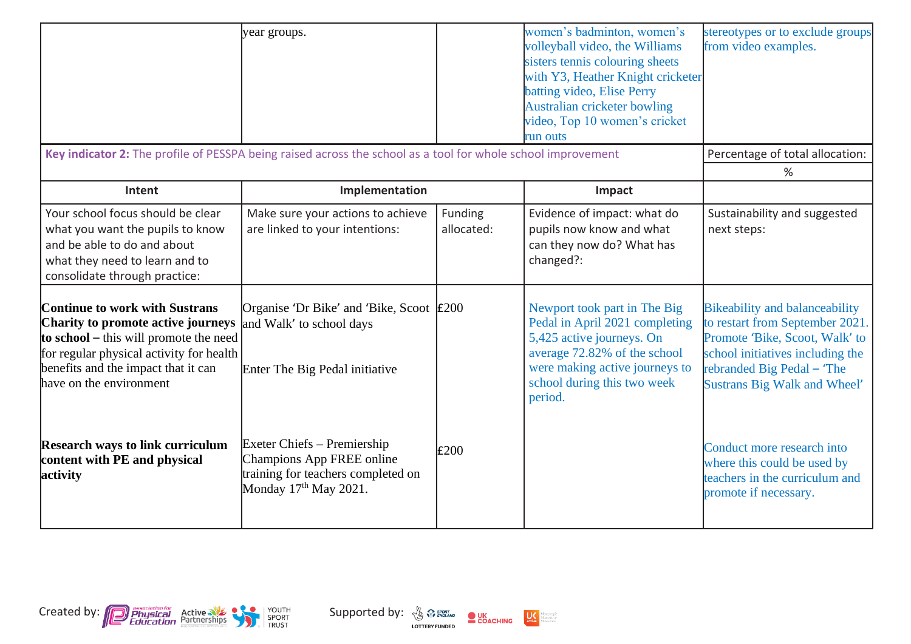| | year groups. | | women's badminton, women's volleyball video, the Williams sisters tennis colouring sheets with Y3, Heather Knight cricketer batting video, Elise Perry Australian cricketer bowling video, Top 10 women's cricket run outs | stereotypes or to exclude groups from video examples. |
|---|---|---|---|---|

| **Key indicator 2:** The profile of PESSPA being raised across the school as a tool for whole school improvement | | | | Percentage of total allocation: |
|---|---|---|---|---|
| | | | | % |
| **Intent** | **Implementation** | | **Impact** | |
| Your school focus should be clear what you want the pupils to know and be able to do and about what they need to learn and to consolidate through practice: | Make sure your actions to achieve are linked to your intentions: | Funding allocated: | Evidence of impact: what do pupils now know and what can they now do? What has changed?: | Sustainability and suggested next steps: |
| **Continue to work with Sustrans Charity to promote active journeys to school –** this will promote the need for regular physical activity for health benefits and the impact that it can have on the environment | Organise 'Dr Bike' and 'Bike, Scoot and Walk' to school days<br><br>Enter The Big Pedal initiative | £200 | Newport took part in The Big Pedal in April 2021 completing 5,425 active journeys. On average 72.82% of the school were making active journeys to school during this two week period. | Bikeability and balanceability to restart from September 2021. Promote 'Bike, Scoot, Walk' to school initiatives including the rebranded Big Pedal – 'The Sustrans Big Walk and Wheel' |
| **Research ways to link curriculum content with PE and physical activity** | Exeter Chiefs – Premiership Champions App FREE online training for teachers completed on Monday 17th May 2021. | £200 | | Conduct more research into where this could be used by teachers in the curriculum and promote if necessary. |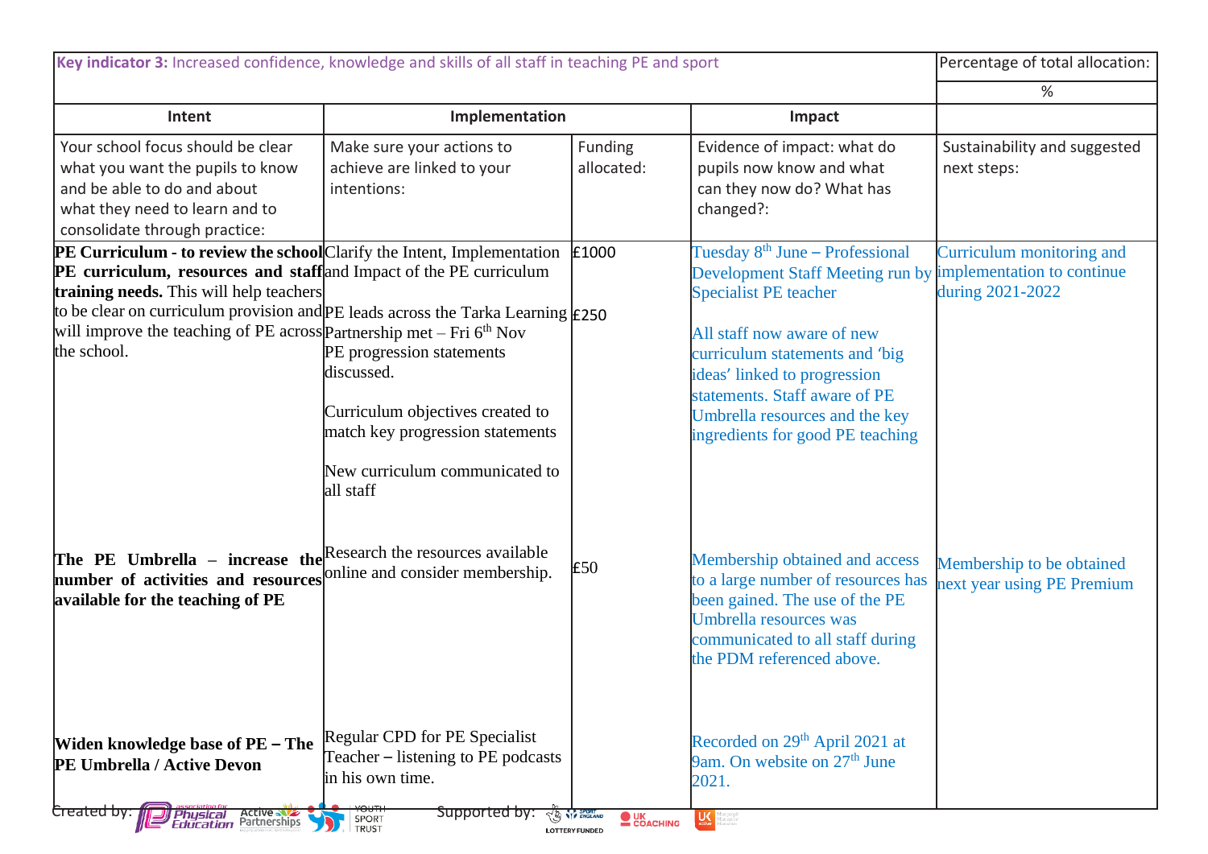| Key indicator 3: Increased confidence, knowledge and skills of all staff in teaching PE and sport | | | | Percentage of total allocation: |
|---|---|---|---|---|
| | | | | % |
| Intent | Implementation | | Impact | |
| Your school focus should be clear what you want the pupils to know and be able to do and about what they need to learn and to consolidate through practice: | Make sure your actions to achieve are linked to your intentions: | Funding allocated: | Evidence of impact: what do pupils now know and what can they now do? What has changed?: | Sustainability and suggested next steps: |
| **PE Curriculum - to review the school PE curriculum, resources and staff training needs.** This will help teachers to be clear on curriculum provision and will improve the teaching of PE across the school. | Clarify the Intent, Implementation and Impact of the PE curriculum<br><br>PE leads across the Tarka Learning Partnership met – Fri 6th Nov<br>PE progression statements discussed.<br><br>Curriculum objectives created to match key progression statements<br><br>New curriculum communicated to all staff | £1000<br><br>£250 | Tuesday 8th June – Professional Development Staff Meeting run by Specialist PE teacher<br><br>All staff now aware of new curriculum statements and 'big ideas' linked to progression statements. Staff aware of PE Umbrella resources and the key ingredients for good PE teaching | Curriculum monitoring and implementation to continue during 2021-2022 |
| **The PE Umbrella – increase the number of activities and resources available for the teaching of PE** | Research the resources available online and consider membership. | £50 | Membership obtained and access to a large number of resources has been gained. The use of the PE Umbrella resources was communicated to all staff during the PDM referenced above. | Membership to be obtained next year using PE Premium |
| **Widen knowledge base of PE – The PE Umbrella / Active Devon** | Regular CPD for PE Specialist Teacher – listening to PE podcasts in his own time. | | Recorded on 29th April 2021 at 9am. On website on 27th June 2021. | |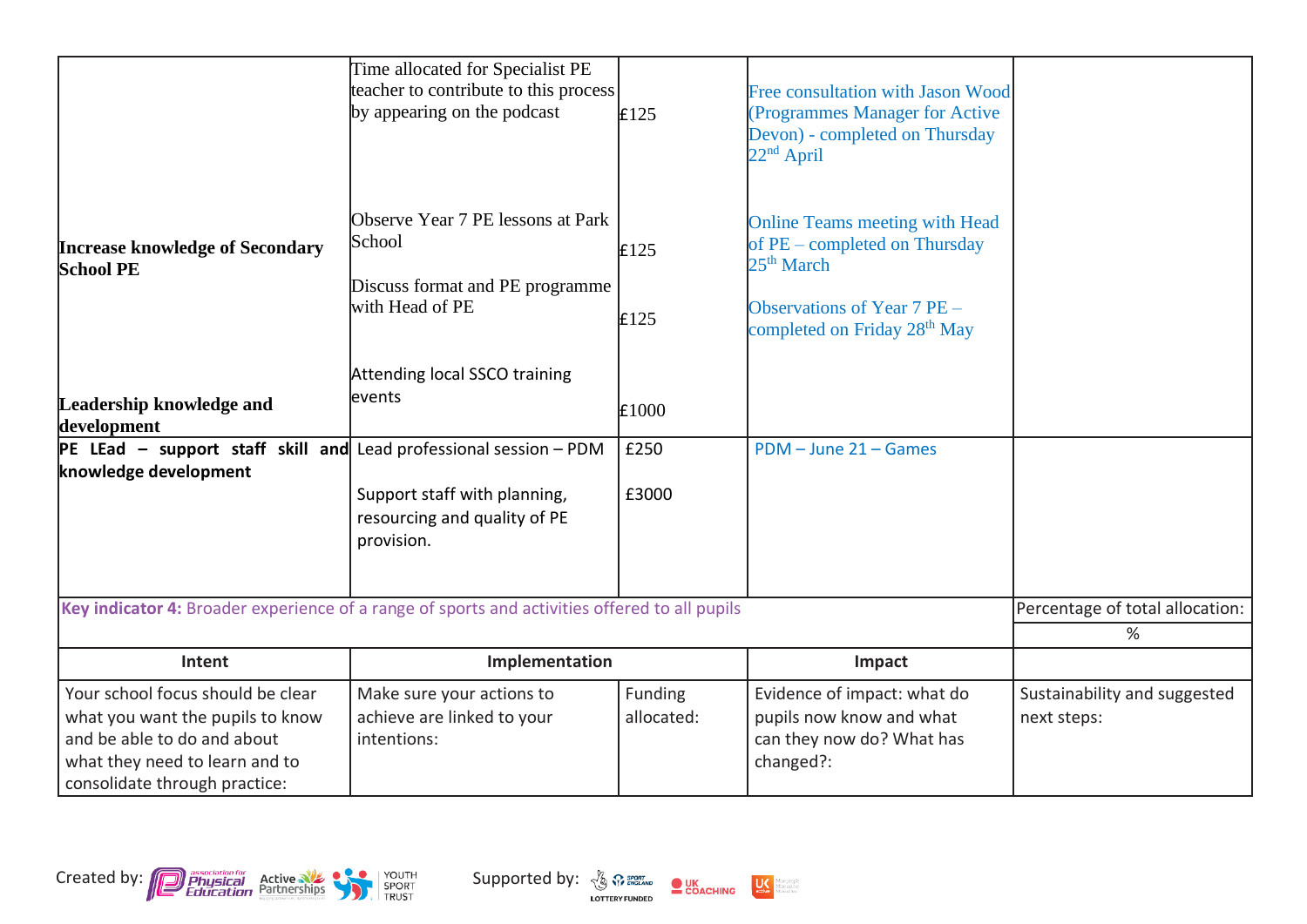| | | | | |
|---|---|---|---|---|
| **Increase knowledge of Secondary School PE**<br><br>**Leadership knowledge and development** | Time allocated for Specialist PE teacher to contribute to this process by appearing on the podcast<br><br>Observe Year 7 PE lessons at Park School<br><br>Discuss format and PE programme with Head of PE<br><br>Attending local SSCO training events | £125<br><br>£125<br><br>£125<br><br>£1000 | Free consultation with Jason Wood (Programmes Manager for Active Devon) - completed on Thursday 22nd April<br><br>Online Teams meeting with Head of PE – completed on Thursday 25th March<br><br>Observations of Year 7 PE – completed on Friday 28th May | |
| **PE LEad – support staff skill and knowledge development** | Lead professional session – PDM<br><br>Support staff with planning, resourcing and quality of PE provision. | £250<br><br>£3000 | PDM – June 21 – Games | |
| **Key indicator 4:** Broader experience of a range of sports and activities offered to all pupils | | | | Percentage of total allocation:<br>% |
| **Intent** | **Implementation** | | **Impact** | |
| Your school focus should be clear what you want the pupils to know and be able to do and about what they need to learn and to consolidate through practice: | Make sure your actions to achieve are linked to your intentions: | Funding allocated: | Evidence of impact: what do pupils now know and what can they now do? What has changed?: | Sustainability and suggested next steps: |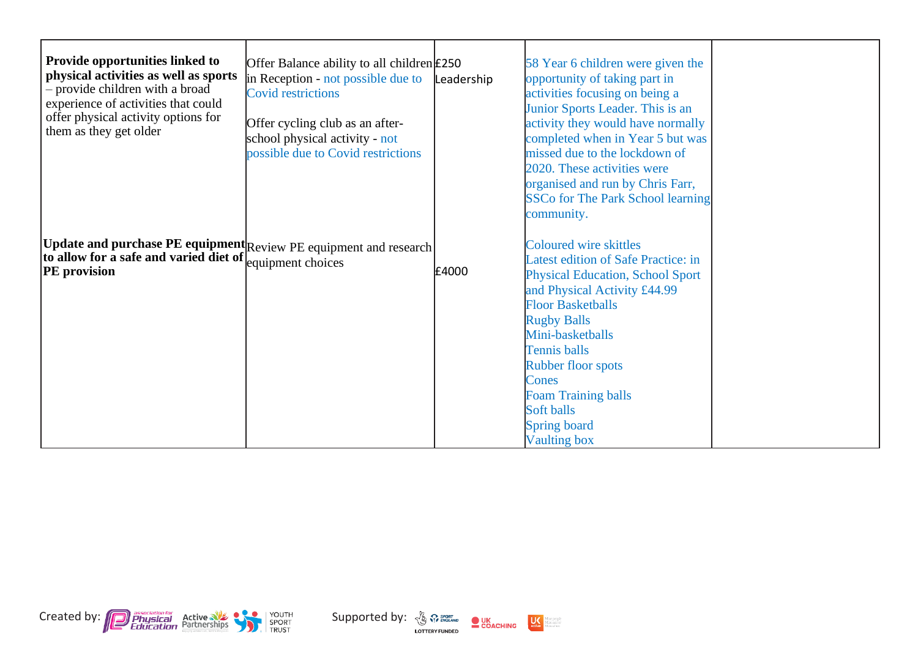| | | | | |
|---|---|---|---|---|
| **Provide opportunities linked to physical activities as well as sports** – provide children with a broad experience of activities that could offer physical activity options for them as they get older | Offer Balance ability to all children in Reception - not possible due to Covid restrictions<br><br>Offer cycling club as an after-school physical activity - not possible due to Covid restrictions | £250 Leadership | 58 Year 6 children were given the opportunity of taking part in activities focusing on being a Junior Sports Leader. This is an activity they would have normally completed when in Year 5 but was missed due to the lockdown of 2020. These activities were organised and run by Chris Farr, SSCo for The Park School learning community. | |
| **Update and purchase PE equipment to allow for a safe and varied diet of PE provision** | Review PE equipment and research equipment choices | £4000 | Coloured wire skittles<br>Latest edition of Safe Practice: in Physical Education, School Sport and Physical Activity £44.99<br>Floor Basketballs<br>Rugby Balls<br>Mini-basketballs<br>Tennis balls<br>Rubber floor spots<br>Cones<br>Foam Training balls<br>Soft balls<br>Spring board<br>Vaulting box | |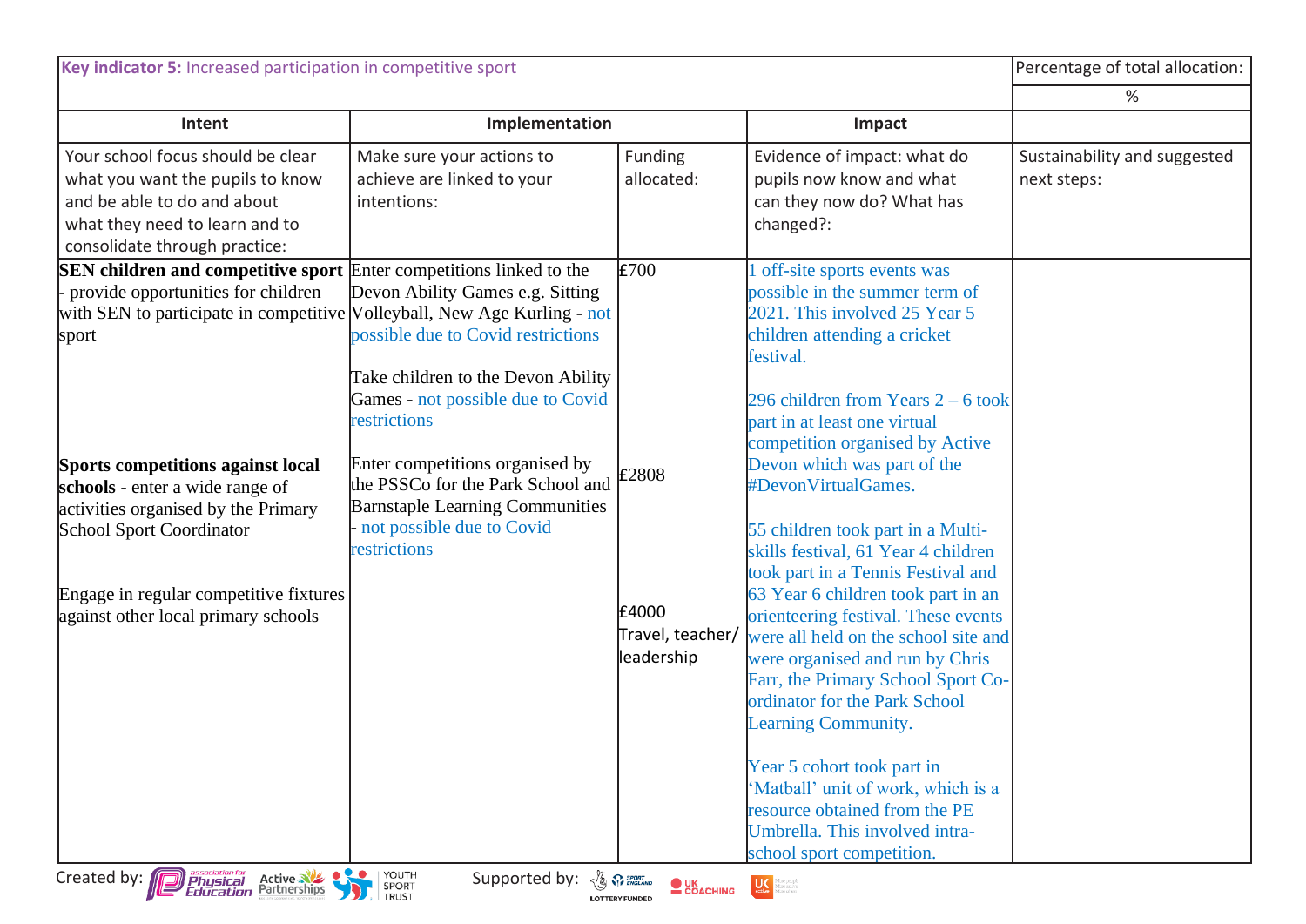| **Key indicator 5:** Increased participation in competitive sport | | | | Percentage of total allocation: |
|---|---|---|---|---|
| | | | | % |
| **Intent** | **Implementation** | | **Impact** | |
| Your school focus should be clear what you want the pupils to know and be able to do and about what they need to learn and to consolidate through practice: | Make sure your actions to achieve are linked to your intentions: | Funding allocated: | Evidence of impact: what do pupils now know and what can they now do? What has changed?: | Sustainability and suggested next steps: |
| **SEN children and competitive sport** - provide opportunities for children with SEN to participate in competitive sport<br><br>**Sports competitions against local schools** - enter a wide range of activities organised by the Primary School Sport Coordinator<br><br>Engage in regular competitive fixtures against other local primary schools | Enter competitions linked to the Devon Ability Games e.g. Sitting Volleyball, New Age Kurling - not possible due to Covid restrictions<br><br>Take children to the Devon Ability Games - not possible due to Covid restrictions<br><br>Enter competitions organised by the PSSCo for the Park School and Barnstaple Learning Communities - not possible due to Covid restrictions | £700<br><br>£2808<br><br>£4000 Travel, teacher/ leadership | 1 off-site sports events was possible in the summer term of 2021. This involved 25 Year 5 children attending a cricket festival.<br><br>296 children from Years 2 – 6 took part in at least one virtual competition organised by Active Devon which was part of the #DevonVirtualGames.<br><br>55 children took part in a Multi-skills festival, 61 Year 4 children took part in a Tennis Festival and 63 Year 6 children took part in an orienteering festival. These events were all held on the school site and were organised and run by Chris Farr, the Primary School Sport Co-ordinator for the Park School Learning Community.<br><br>Year 5 cohort took part in 'Matball' unit of work, which is a resource obtained from the PE Umbrella. This involved intra-school sport competition. | |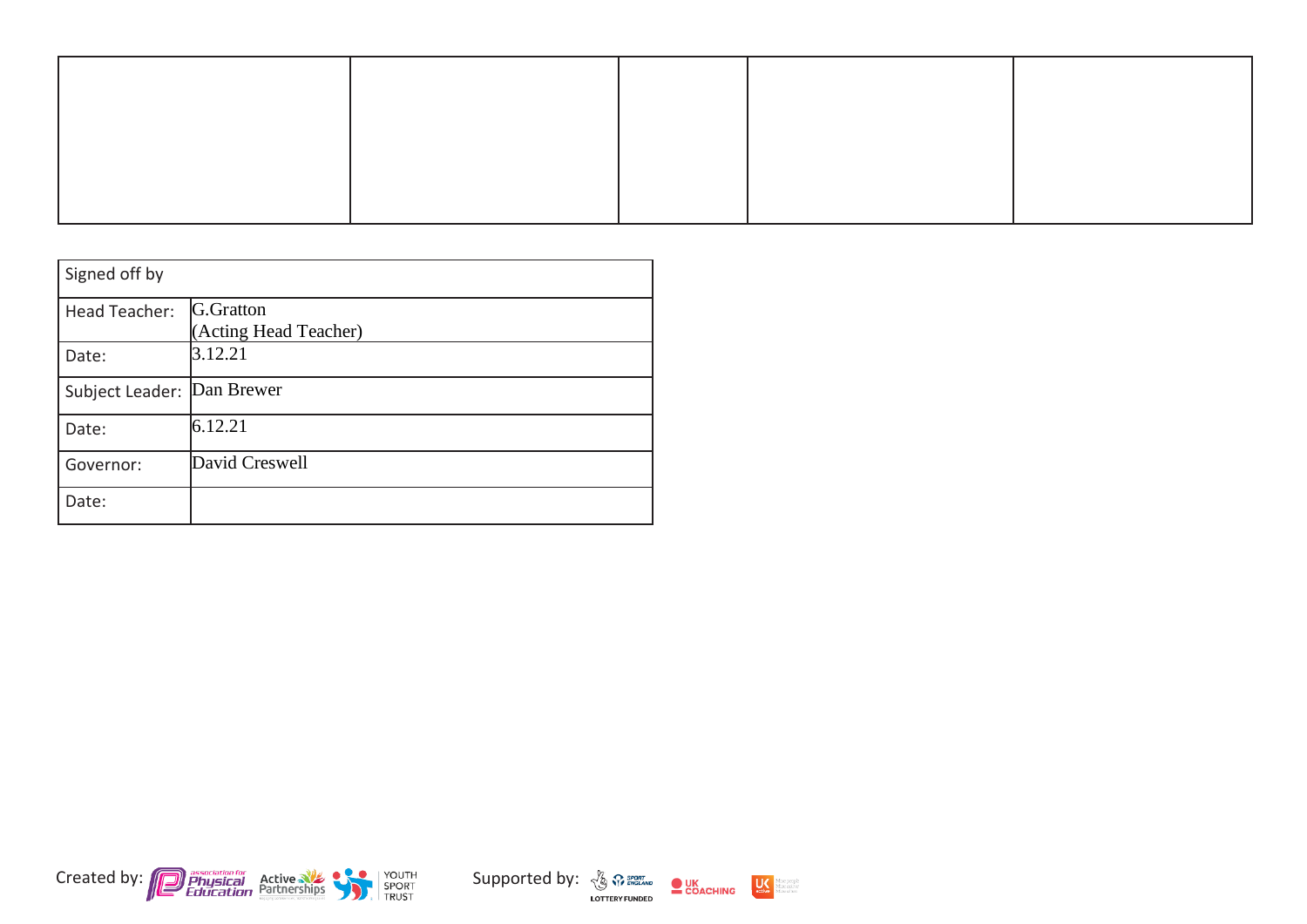| | | | | |
|---|---|---|---|---|
| | | | | |

| Signed off by | |
|---|---|
| Head Teacher: | G.Gratton (Acting Head Teacher) |
| Date: | 3.12.21 |
| Subject Leader: | Dan Brewer |
| Date: | 6.12.21 |
| Governor: | David Creswell |
| Date: | |

Created by: association for Physical Education, Active Partnerships, Youth Sport Trust

Supported by: Sport England, Lottery Funded, UK Coaching, UK Active